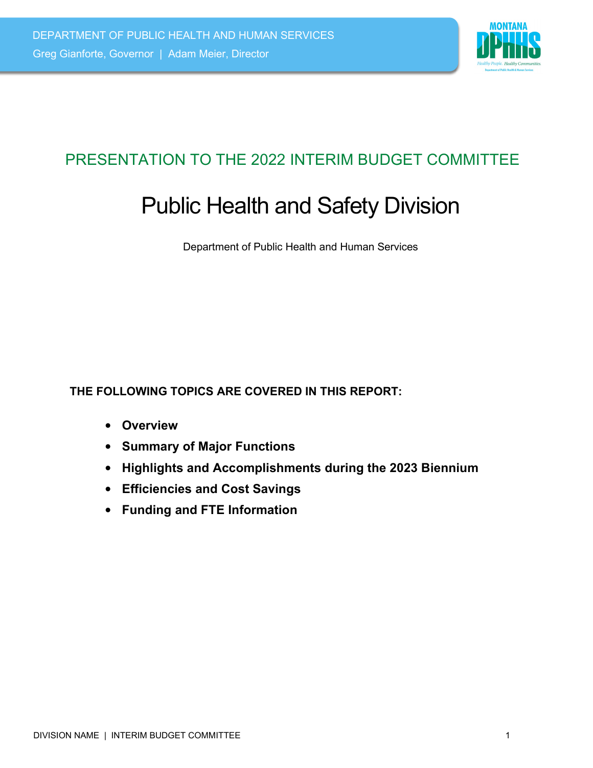DEPARTMENT OF PUBLIC HEALTH AND HUMAN SERVICES

Greg Gianforte, Governor | Adam Meier, Director

## PRESENTATION TO THE 2022 INTERIM BUDGET COMMITTEE

# Public Health and Safety Division

Department of Public Health and Human Services

**THE FOLLOWING TOPICS ARE COVERED IN THIS REPORT:**

- **Overview**
- **Summary of Major Functions**
- **Highlights and Accomplishments during the 2023 Biennium**
- **Efficiencies and Cost Savings**
- **Funding and FTE Information**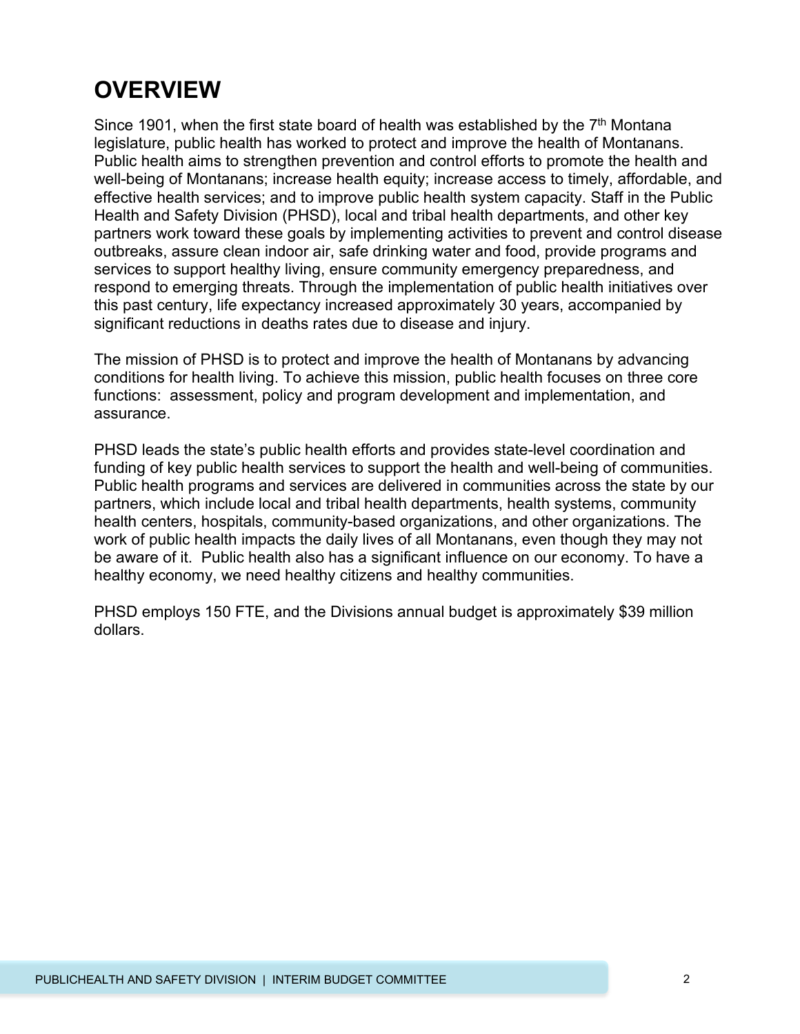# OVERVIEW

Since 1901, when the first state board of health was established by the 7th Montana legislature, public health has worked to protect and improve the health of Montanans. Public health aims to strengthen prevention and control efforts to promote the health and well-being of Montanans; increase health equity; increase access to timely, affordable, and effective health services; and to improve public health system capacity. Staff in the Public Health and Safety Division (PHSD), local and tribal health departments, and other key partners work toward these goals by implementing activities to prevent and control disease outbreaks, assure clean indoor air, safe drinking water and food, provide programs and services to support healthy living, ensure community emergency preparedness, and respond to emerging threats. Through the implementation of public health initiatives over this past century, life expectancy increased approximately 30 years, accompanied by significant reductions in deaths rates due to disease and injury.

The mission of PHSD is to protect and improve the health of Montanans by advancing conditions for health living. To achieve this mission, public health focuses on three core functions: assessment, policy and program development and implementation, and assurance.

PHSD leads the state's public health efforts and provides state-level coordination and funding of key public health services to support the health and well-being of communities. Public health programs and services are delivered in communities across the state by our partners, which include local and tribal health departments, health systems, community health centers, hospitals, community-based organizations, and other organizations. The work of public health impacts the daily lives of all Montanans, even though they may not be aware of it. Public health also has a significant influence on our economy. To have a healthy economy, we need healthy citizens and healthy communities.

PHSD employs 150 FTE, and the Divisions annual budget is approximately $39 million dollars.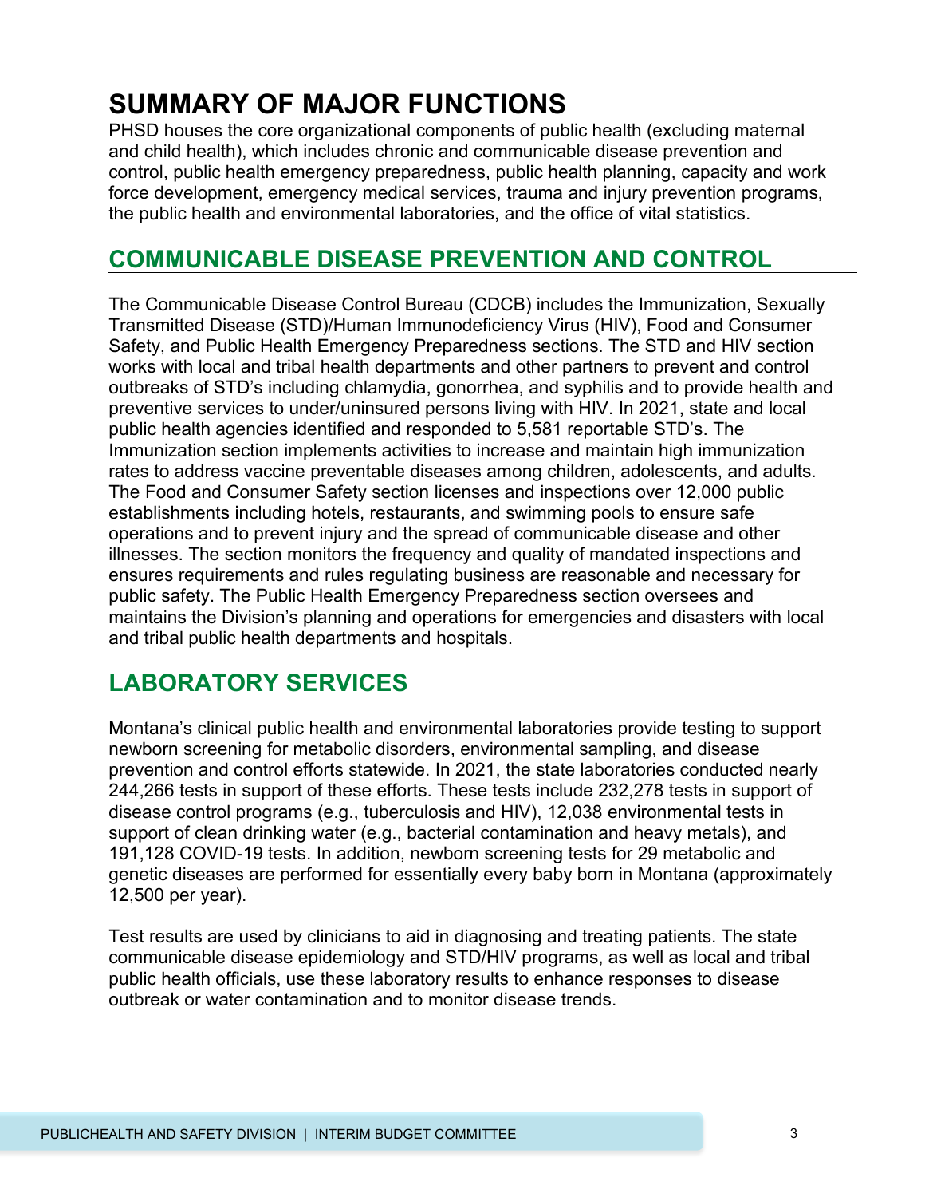# SUMMARY OF MAJOR FUNCTIONS

PHSD houses the core organizational components of public health (excluding maternal and child health), which includes chronic and communicable disease prevention and control, public health emergency preparedness, public health planning, capacity and work force development, emergency medical services, trauma and injury prevention programs, the public health and environmental laboratories, and the office of vital statistics.

## COMMUNICABLE DISEASE PREVENTION AND CONTROL

The Communicable Disease Control Bureau (CDCB) includes the Immunization, Sexually Transmitted Disease (STD)/Human Immunodeficiency Virus (HIV), Food and Consumer Safety, and Public Health Emergency Preparedness sections. The STD and HIV section works with local and tribal health departments and other partners to prevent and control outbreaks of STD's including chlamydia, gonorrhea, and syphilis and to provide health and preventive services to under/uninsured persons living with HIV. In 2021, state and local public health agencies identified and responded to 5,581 reportable STD's. The Immunization section implements activities to increase and maintain high immunization rates to address vaccine preventable diseases among children, adolescents, and adults. The Food and Consumer Safety section licenses and inspections over 12,000 public establishments including hotels, restaurants, and swimming pools to ensure safe operations and to prevent injury and the spread of communicable disease and other illnesses. The section monitors the frequency and quality of mandated inspections and ensures requirements and rules regulating business are reasonable and necessary for public safety. The Public Health Emergency Preparedness section oversees and maintains the Division's planning and operations for emergencies and disasters with local and tribal public health departments and hospitals.

## LABORATORY SERVICES

Montana's clinical public health and environmental laboratories provide testing to support newborn screening for metabolic disorders, environmental sampling, and disease prevention and control efforts statewide. In 2021, the state laboratories conducted nearly 244,266 tests in support of these efforts. These tests include 232,278 tests in support of disease control programs (e.g., tuberculosis and HIV), 12,038 environmental tests in support of clean drinking water (e.g., bacterial contamination and heavy metals), and 191,128 COVID-19 tests. In addition, newborn screening tests for 29 metabolic and genetic diseases are performed for essentially every baby born in Montana (approximately 12,500 per year).

Test results are used by clinicians to aid in diagnosing and treating patients. The state communicable disease epidemiology and STD/HIV programs, as well as local and tribal public health officials, use these laboratory results to enhance responses to disease outbreak or water contamination and to monitor disease trends.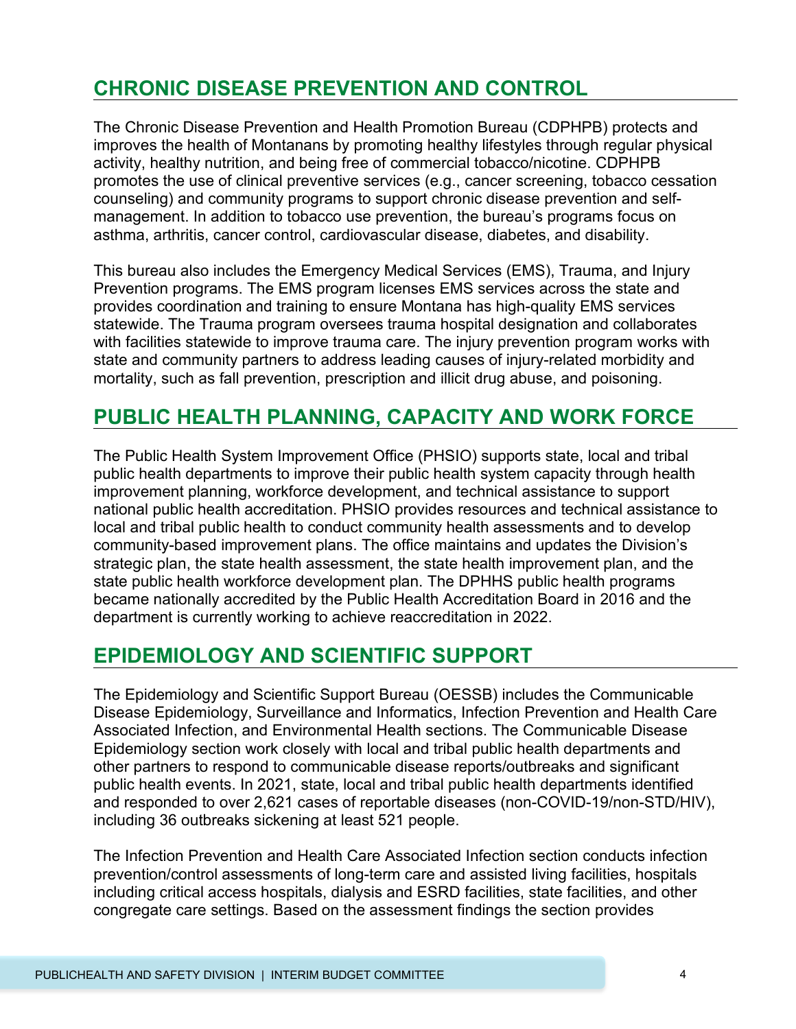## CHRONIC DISEASE PREVENTION AND CONTROL

The Chronic Disease Prevention and Health Promotion Bureau (CDPHPB) protects and improves the health of Montanans by promoting healthy lifestyles through regular physical activity, healthy nutrition, and being free of commercial tobacco/nicotine. CDPHPB promotes the use of clinical preventive services (e.g., cancer screening, tobacco cessation counseling) and community programs to support chronic disease prevention and self-management. In addition to tobacco use prevention, the bureau's programs focus on asthma, arthritis, cancer control, cardiovascular disease, diabetes, and disability.

This bureau also includes the Emergency Medical Services (EMS), Trauma, and Injury Prevention programs. The EMS program licenses EMS services across the state and provides coordination and training to ensure Montana has high-quality EMS services statewide. The Trauma program oversees trauma hospital designation and collaborates with facilities statewide to improve trauma care. The injury prevention program works with state and community partners to address leading causes of injury-related morbidity and mortality, such as fall prevention, prescription and illicit drug abuse, and poisoning.

## PUBLIC HEALTH PLANNING, CAPACITY AND WORK FORCE

The Public Health System Improvement Office (PHSIO) supports state, local and tribal public health departments to improve their public health system capacity through health improvement planning, workforce development, and technical assistance to support national public health accreditation. PHSIO provides resources and technical assistance to local and tribal public health to conduct community health assessments and to develop community-based improvement plans. The office maintains and updates the Division's strategic plan, the state health assessment, the state health improvement plan, and the state public health workforce development plan. The DPHHS public health programs became nationally accredited by the Public Health Accreditation Board in 2016 and the department is currently working to achieve reaccreditation in 2022.

## EPIDEMIOLOGY AND SCIENTIFIC SUPPORT

The Epidemiology and Scientific Support Bureau (OESSB) includes the Communicable Disease Epidemiology, Surveillance and Informatics, Infection Prevention and Health Care Associated Infection, and Environmental Health sections. The Communicable Disease Epidemiology section work closely with local and tribal public health departments and other partners to respond to communicable disease reports/outbreaks and significant public health events. In 2021, state, local and tribal public health departments identified and responded to over 2,621 cases of reportable diseases (non-COVID-19/non-STD/HIV), including 36 outbreaks sickening at least 521 people.

The Infection Prevention and Health Care Associated Infection section conducts infection prevention/control assessments of long-term care and assisted living facilities, hospitals including critical access hospitals, dialysis and ESRD facilities, state facilities, and other congregate care settings. Based on the assessment findings the section provides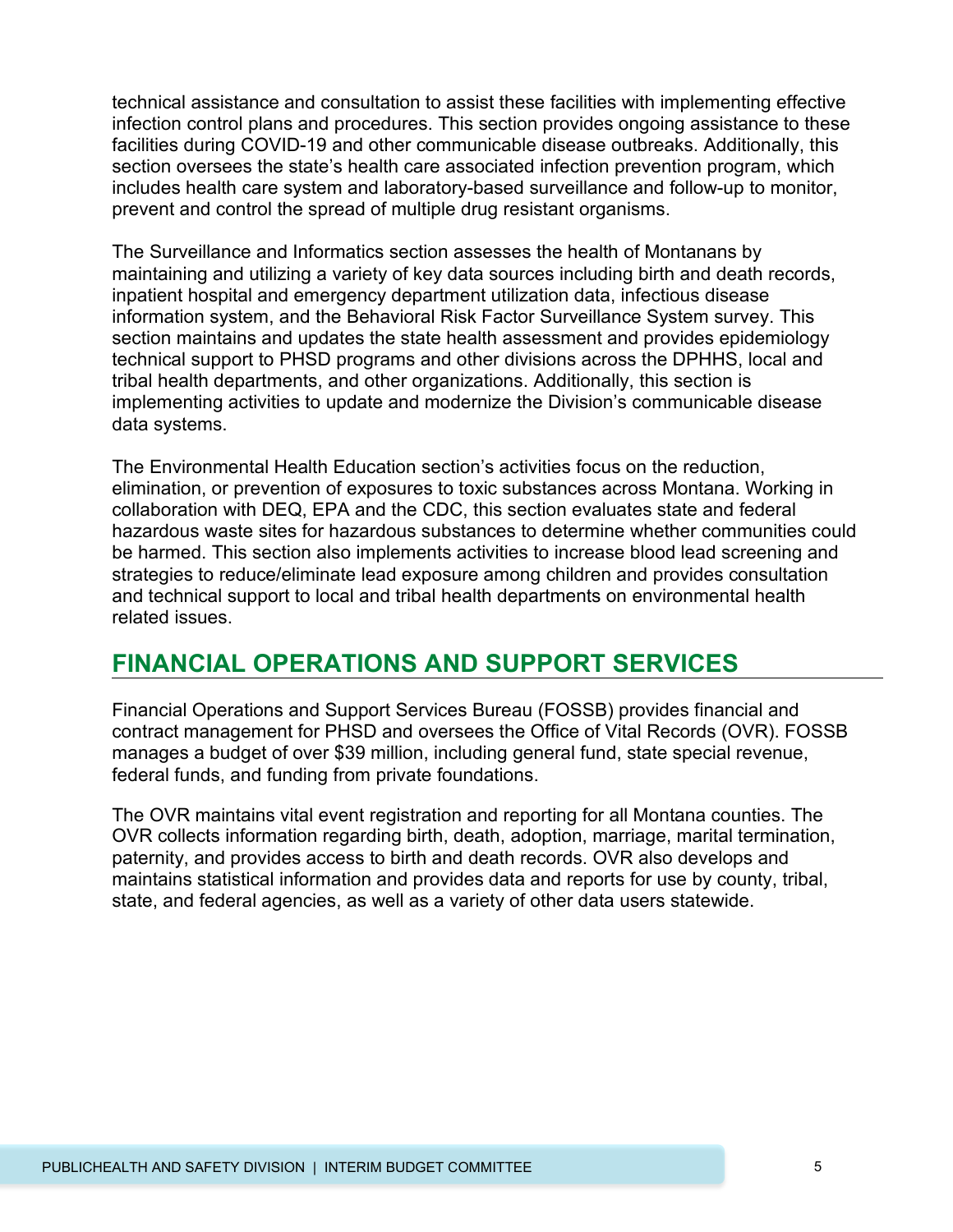technical assistance and consultation to assist these facilities with implementing effective infection control plans and procedures. This section provides ongoing assistance to these facilities during COVID-19 and other communicable disease outbreaks. Additionally, this section oversees the state's health care associated infection prevention program, which includes health care system and laboratory-based surveillance and follow-up to monitor, prevent and control the spread of multiple drug resistant organisms.

The Surveillance and Informatics section assesses the health of Montanans by maintaining and utilizing a variety of key data sources including birth and death records, inpatient hospital and emergency department utilization data, infectious disease information system, and the Behavioral Risk Factor Surveillance System survey. This section maintains and updates the state health assessment and provides epidemiology technical support to PHSD programs and other divisions across the DPHHS, local and tribal health departments, and other organizations. Additionally, this section is implementing activities to update and modernize the Division's communicable disease data systems.

The Environmental Health Education section's activities focus on the reduction, elimination, or prevention of exposures to toxic substances across Montana. Working in collaboration with DEQ, EPA and the CDC, this section evaluates state and federal hazardous waste sites for hazardous substances to determine whether communities could be harmed. This section also implements activities to increase blood lead screening and strategies to reduce/eliminate lead exposure among children and provides consultation and technical support to local and tribal health departments on environmental health related issues.

## FINANCIAL OPERATIONS AND SUPPORT SERVICES

Financial Operations and Support Services Bureau (FOSSB) provides financial and contract management for PHSD and oversees the Office of Vital Records (OVR). FOSSB manages a budget of over $39 million, including general fund, state special revenue, federal funds, and funding from private foundations.

The OVR maintains vital event registration and reporting for all Montana counties. The OVR collects information regarding birth, death, adoption, marriage, marital termination, paternity, and provides access to birth and death records. OVR also develops and maintains statistical information and provides data and reports for use by county, tribal, state, and federal agencies, as well as a variety of other data users statewide.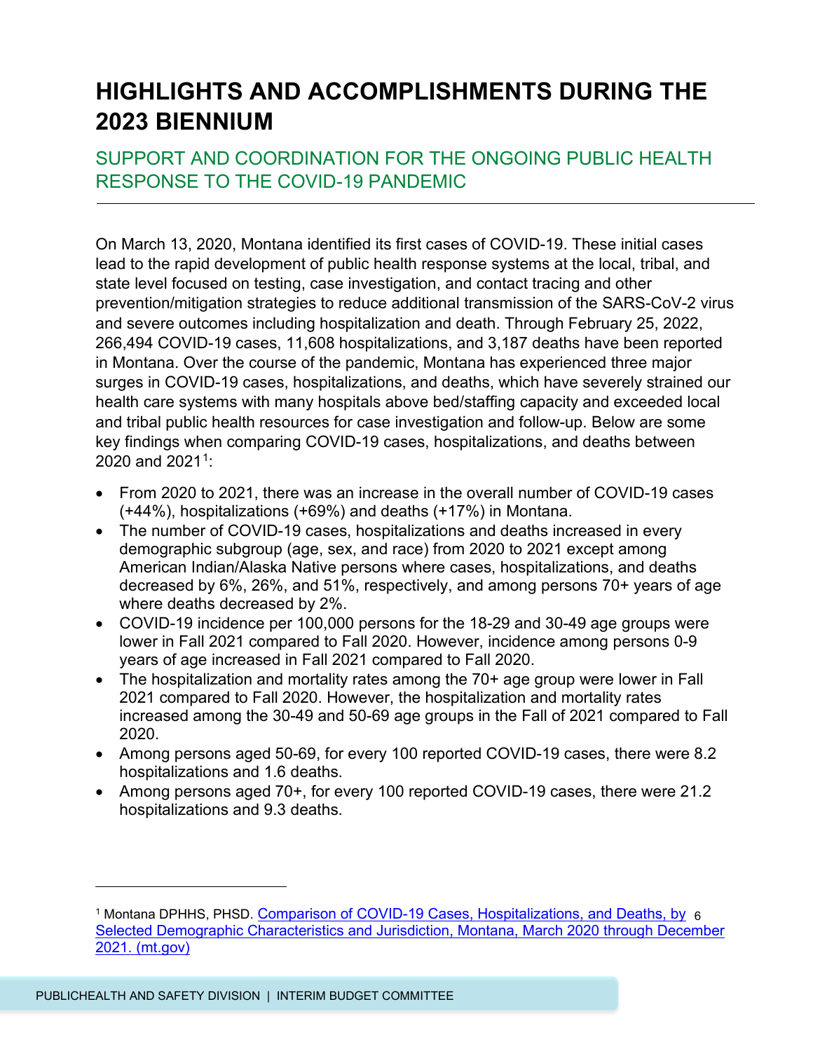# HIGHLIGHTS AND ACCOMPLISHMENTS DURING THE 2023 BIENNIUM

## SUPPORT AND COORDINATION FOR THE ONGOING PUBLIC HEALTH RESPONSE TO THE COVID-19 PANDEMIC

On March 13, 2020, Montana identified its first cases of COVID-19. These initial cases lead to the rapid development of public health response systems at the local, tribal, and state level focused on testing, case investigation, and contact tracing and other prevention/mitigation strategies to reduce additional transmission of the SARS-CoV-2 virus and severe outcomes including hospitalization and death. Through February 25, 2022, 266,494 COVID-19 cases, 11,608 hospitalizations, and 3,187 deaths have been reported in Montana. Over the course of the pandemic, Montana has experienced three major surges in COVID-19 cases, hospitalizations, and deaths, which have severely strained our health care systems with many hospitals above bed/staffing capacity and exceeded local and tribal public health resources for case investigation and follow-up. Below are some key findings when comparing COVID-19 cases, hospitalizations, and deaths between 2020 and 2021[1]:

- From 2020 to 2021, there was an increase in the overall number of COVID-19 cases (+44%), hospitalizations (+69%) and deaths (+17%) in Montana.
- The number of COVID-19 cases, hospitalizations and deaths increased in every demographic subgroup (age, sex, and race) from 2020 to 2021 except among American Indian/Alaska Native persons where cases, hospitalizations, and deaths decreased by 6%, 26%, and 51%, respectively, and among persons 70+ years of age where deaths decreased by 2%.
- COVID-19 incidence per 100,000 persons for the 18-29 and 30-49 age groups were lower in Fall 2021 compared to Fall 2020. However, incidence among persons 0-9 years of age increased in Fall 2021 compared to Fall 2020.
- The hospitalization and mortality rates among the 70+ age group were lower in Fall 2021 compared to Fall 2020. However, the hospitalization and mortality rates increased among the 30-49 and 50-69 age groups in the Fall of 2021 compared to Fall 2020.
- Among persons aged 50-69, for every 100 reported COVID-19 cases, there were 8.2 hospitalizations and 1.6 deaths.
- Among persons aged 70+, for every 100 reported COVID-19 cases, there were 21.2 hospitalizations and 9.3 deaths.

---

[1] Montana DPHHS, PHSD. [Comparison of COVID-19 Cases, Hospitalizations, and Deaths, by Selected Demographic Characteristics and Jurisdiction, Montana, March 2020 through December 2021. (mt.gov)]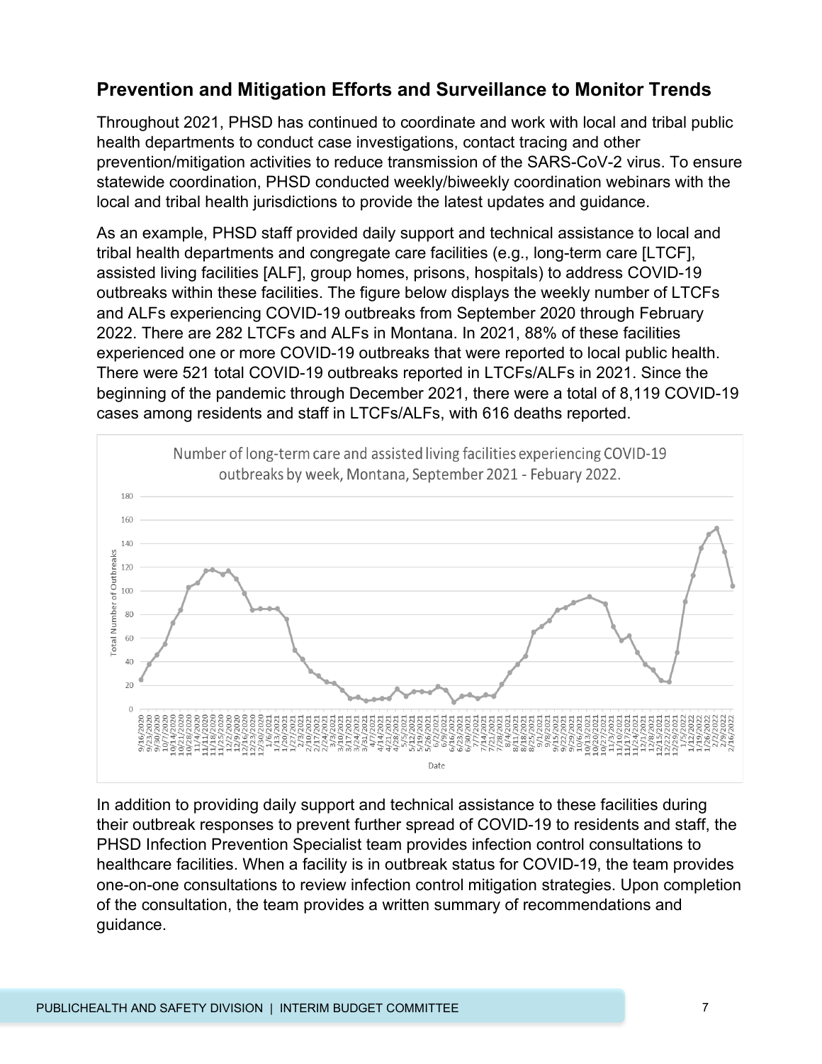## Prevention and Mitigation Efforts and Surveillance to Monitor Trends

Throughout 2021, PHSD has continued to coordinate and work with local and tribal public health departments to conduct case investigations, contact tracing and other prevention/mitigation activities to reduce transmission of the SARS-CoV-2 virus. To ensure statewide coordination, PHSD conducted weekly/biweekly coordination webinars with the local and tribal health jurisdictions to provide the latest updates and guidance.

As an example, PHSD staff provided daily support and technical assistance to local and tribal health departments and congregate care facilities (e.g., long-term care [LTCF], assisted living facilities [ALF], group homes, prisons, hospitals) to address COVID-19 outbreaks within these facilities. The figure below displays the weekly number of LTCFs and ALFs experiencing COVID-19 outbreaks from September 2020 through February 2022. There are 282 LTCFs and ALFs in Montana. In 2021, 88% of these facilities experienced one or more COVID-19 outbreaks that were reported to local public health. There were 521 total COVID-19 outbreaks reported in LTCFs/ALFs in 2021. Since the beginning of the pandemic through December 2021, there were a total of 8,119 COVID-19 cases among residents and staff in LTCFs/ALFs, with 616 deaths reported.

Number of long-term care and assisted living facilities experiencing COVID-19 outbreaks by week, Montana, September 2021 - Febuary 2022.

In addition to providing daily support and technical assistance to these facilities during their outbreak responses to prevent further spread of COVID-19 to residents and staff, the PHSD Infection Prevention Specialist team provides infection control consultations to healthcare facilities. When a facility is in outbreak status for COVID-19, the team provides one-on-one consultations to review infection control mitigation strategies. Upon completion of the consultation, the team provides a written summary of recommendations and guidance.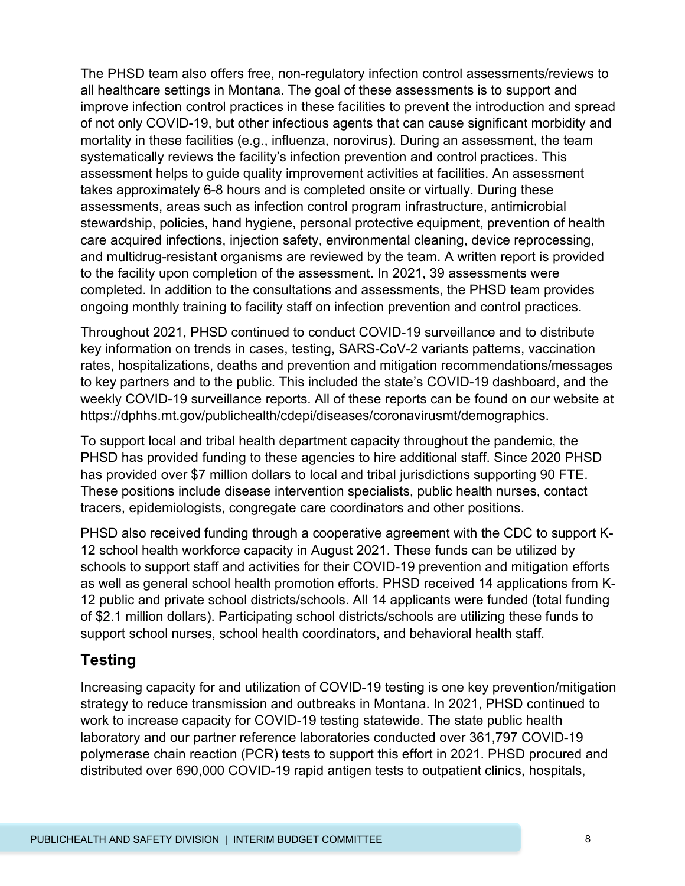The PHSD team also offers free, non-regulatory infection control assessments/reviews to all healthcare settings in Montana. The goal of these assessments is to support and improve infection control practices in these facilities to prevent the introduction and spread of not only COVID-19, but other infectious agents that can cause significant morbidity and mortality in these facilities (e.g., influenza, norovirus). During an assessment, the team systematically reviews the facility's infection prevention and control practices. This assessment helps to guide quality improvement activities at facilities. An assessment takes approximately 6-8 hours and is completed onsite or virtually. During these assessments, areas such as infection control program infrastructure, antimicrobial stewardship, policies, hand hygiene, personal protective equipment, prevention of health care acquired infections, injection safety, environmental cleaning, device reprocessing, and multidrug-resistant organisms are reviewed by the team. A written report is provided to the facility upon completion of the assessment. In 2021, 39 assessments were completed. In addition to the consultations and assessments, the PHSD team provides ongoing monthly training to facility staff on infection prevention and control practices.

Throughout 2021, PHSD continued to conduct COVID-19 surveillance and to distribute key information on trends in cases, testing, SARS-CoV-2 variants patterns, vaccination rates, hospitalizations, deaths and prevention and mitigation recommendations/messages to key partners and to the public. This included the state's COVID-19 dashboard, and the weekly COVID-19 surveillance reports. All of these reports can be found on our website at https://dphhs.mt.gov/publichealth/cdepi/diseases/coronavirusmt/demographics.

To support local and tribal health department capacity throughout the pandemic, the PHSD has provided funding to these agencies to hire additional staff. Since 2020 PHSD has provided over $7 million dollars to local and tribal jurisdictions supporting 90 FTE. These positions include disease intervention specialists, public health nurses, contact tracers, epidemiologists, congregate care coordinators and other positions.

PHSD also received funding through a cooperative agreement with the CDC to support K-12 school health workforce capacity in August 2021. These funds can be utilized by schools to support staff and activities for their COVID-19 prevention and mitigation efforts as well as general school health promotion efforts. PHSD received 14 applications from K-12 public and private school districts/schools. All 14 applicants were funded (total funding of $2.1 million dollars). Participating school districts/schools are utilizing these funds to support school nurses, school health coordinators, and behavioral health staff.

## Testing

Increasing capacity for and utilization of COVID-19 testing is one key prevention/mitigation strategy to reduce transmission and outbreaks in Montana. In 2021, PHSD continued to work to increase capacity for COVID-19 testing statewide. The state public health laboratory and our partner reference laboratories conducted over 361,797 COVID-19 polymerase chain reaction (PCR) tests to support this effort in 2021. PHSD procured and distributed over 690,000 COVID-19 rapid antigen tests to outpatient clinics, hospitals,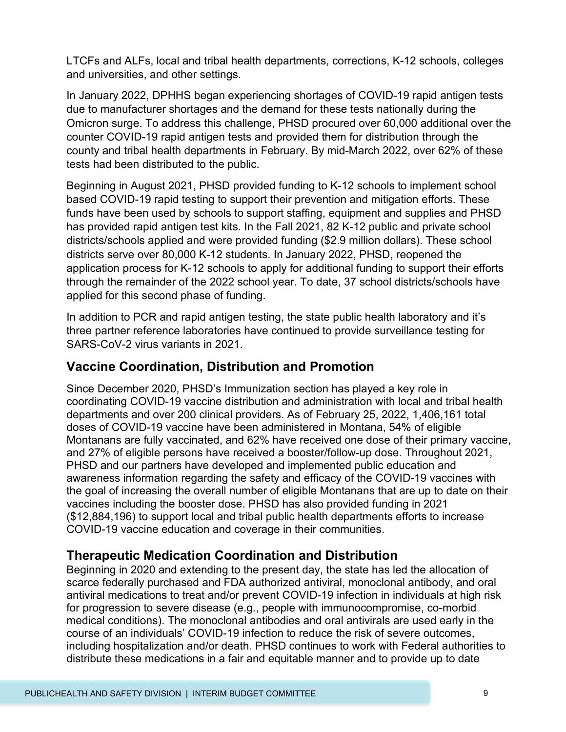LTCFs and ALFs, local and tribal health departments, corrections, K-12 schools, colleges and universities, and other settings.

In January 2022, DPHHS began experiencing shortages of COVID-19 rapid antigen tests due to manufacturer shortages and the demand for these tests nationally during the Omicron surge. To address this challenge, PHSD procured over 60,000 additional over the counter COVID-19 rapid antigen tests and provided them for distribution through the county and tribal health departments in February. By mid-March 2022, over 62% of these tests had been distributed to the public.

Beginning in August 2021, PHSD provided funding to K-12 schools to implement school based COVID-19 rapid testing to support their prevention and mitigation efforts. These funds have been used by schools to support staffing, equipment and supplies and PHSD has provided rapid antigen test kits. In the Fall 2021, 82 K-12 public and private school districts/schools applied and were provided funding ($2.9 million dollars). These school districts serve over 80,000 K-12 students. In January 2022, PHSD, reopened the application process for K-12 schools to apply for additional funding to support their efforts through the remainder of the 2022 school year. To date, 37 school districts/schools have applied for this second phase of funding.

In addition to PCR and rapid antigen testing, the state public health laboratory and it's three partner reference laboratories have continued to provide surveillance testing for SARS-CoV-2 virus variants in 2021.

## Vaccine Coordination, Distribution and Promotion

Since December 2020, PHSD's Immunization section has played a key role in coordinating COVID-19 vaccine distribution and administration with local and tribal health departments and over 200 clinical providers. As of February 25, 2022, 1,406,161 total doses of COVID-19 vaccine have been administered in Montana, 54% of eligible Montanans are fully vaccinated, and 62% have received one dose of their primary vaccine, and 27% of eligible persons have received a booster/follow-up dose. Throughout 2021, PHSD and our partners have developed and implemented public education and awareness information regarding the safety and efficacy of the COVID-19 vaccines with the goal of increasing the overall number of eligible Montanans that are up to date on their vaccines including the booster dose. PHSD has also provided funding in 2021 ($12,884,196) to support local and tribal public health departments efforts to increase COVID-19 vaccine education and coverage in their communities.

## Therapeutic Medication Coordination and Distribution

Beginning in 2020 and extending to the present day, the state has led the allocation of scarce federally purchased and FDA authorized antiviral, monoclonal antibody, and oral antiviral medications to treat and/or prevent COVID-19 infection in individuals at high risk for progression to severe disease (e.g., people with immunocompromise, co-morbid medical conditions). The monoclonal antibodies and oral antivirals are used early in the course of an individuals' COVID-19 infection to reduce the risk of severe outcomes, including hospitalization and/or death. PHSD continues to work with Federal authorities to distribute these medications in a fair and equitable manner and to provide up to date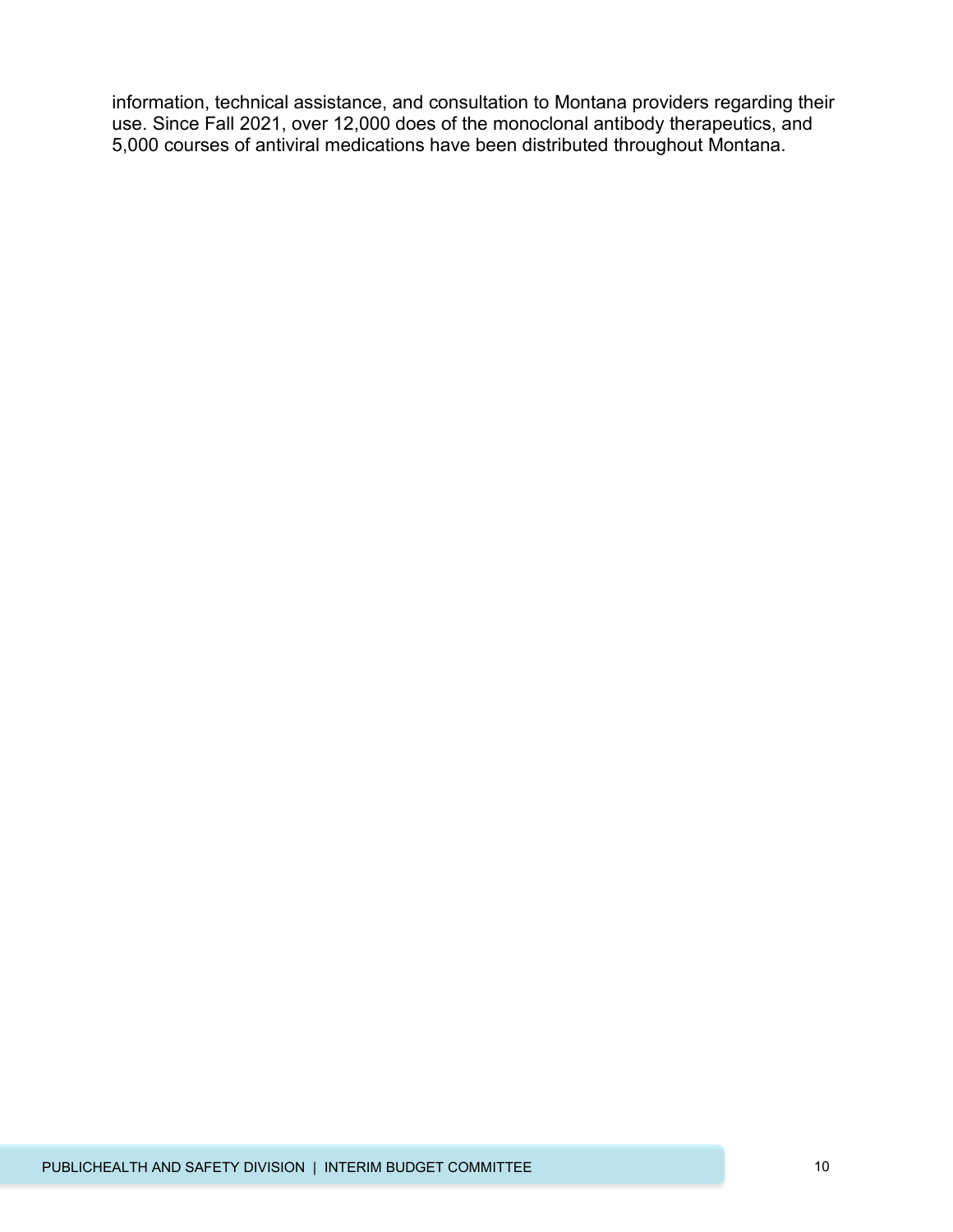information, technical assistance, and consultation to Montana providers regarding their use. Since Fall 2021, over 12,000 does of the monoclonal antibody therapeutics, and 5,000 courses of antiviral medications have been distributed throughout Montana.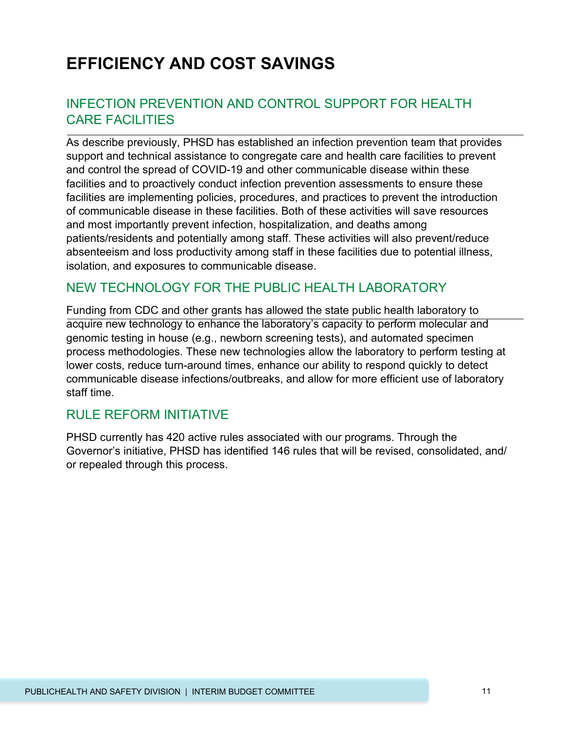# EFFICIENCY AND COST SAVINGS

## INFECTION PREVENTION AND CONTROL SUPPORT FOR HEALTH CARE FACILITIES

As describe previously, PHSD has established an infection prevention team that provides support and technical assistance to congregate care and health care facilities to prevent and control the spread of COVID-19 and other communicable disease within these facilities and to proactively conduct infection prevention assessments to ensure these facilities are implementing policies, procedures, and practices to prevent the introduction of communicable disease in these facilities. Both of these activities will save resources and most importantly prevent infection, hospitalization, and deaths among patients/residents and potentially among staff. These activities will also prevent/reduce absenteeism and loss productivity among staff in these facilities due to potential illness, isolation, and exposures to communicable disease.

## NEW TECHNOLOGY FOR THE PUBLIC HEALTH LABORATORY

Funding from CDC and other grants has allowed the state public health laboratory to acquire new technology to enhance the laboratory's capacity to perform molecular and genomic testing in house (e.g., newborn screening tests), and automated specimen process methodologies. These new technologies allow the laboratory to perform testing at lower costs, reduce turn-around times, enhance our ability to respond quickly to detect communicable disease infections/outbreaks, and allow for more efficient use of laboratory staff time.

## RULE REFORM INITIATIVE

PHSD currently has 420 active rules associated with our programs. Through the Governor's initiative, PHSD has identified 146 rules that will be revised, consolidated, and/ or repealed through this process.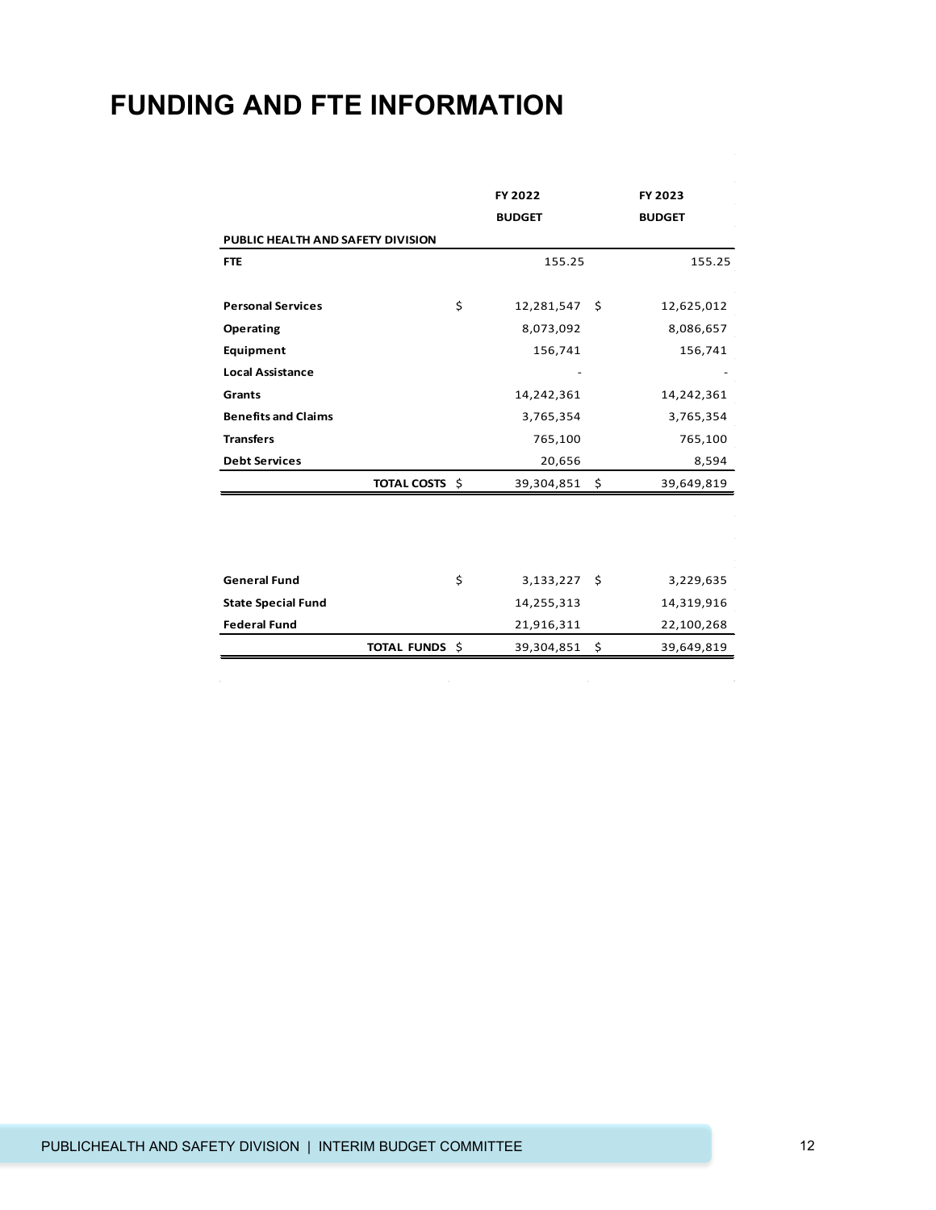# FUNDING AND FTE INFORMATION

| | FY 2022 BUDGET | FY 2023 BUDGET |
|---|---|---|
| **PUBLIC HEALTH AND SAFETY DIVISION** | | |
| **FTE** | 155.25 | 155.25 |
| | | |
| **Personal Services** | $ 12,281,547 | $ 12,625,012 |
| **Operating** | 8,073,092 | 8,086,657 |
| **Equipment** | 156,741 | 156,741 |
| **Local Assistance** | - | - |
| **Grants** | 14,242,361 | 14,242,361 |
| **Benefits and Claims** | 3,765,354 | 3,765,354 |
| **Transfers** | 765,100 | 765,100 |
| **Debt Services** | 20,656 | 8,594 |
| **TOTAL COSTS** | $ 39,304,851 | $ 39,649,819 |

| | FY 2022 BUDGET | FY 2023 BUDGET |
|---|---|---|
| **General Fund** | $ 3,133,227 | $ 3,229,635 |
| **State Special Fund** | 14,255,313 | 14,319,916 |
| **Federal Fund** | 21,916,311 | 22,100,268 |
| **TOTAL FUNDS** | $ 39,304,851 | $ 39,649,819 |